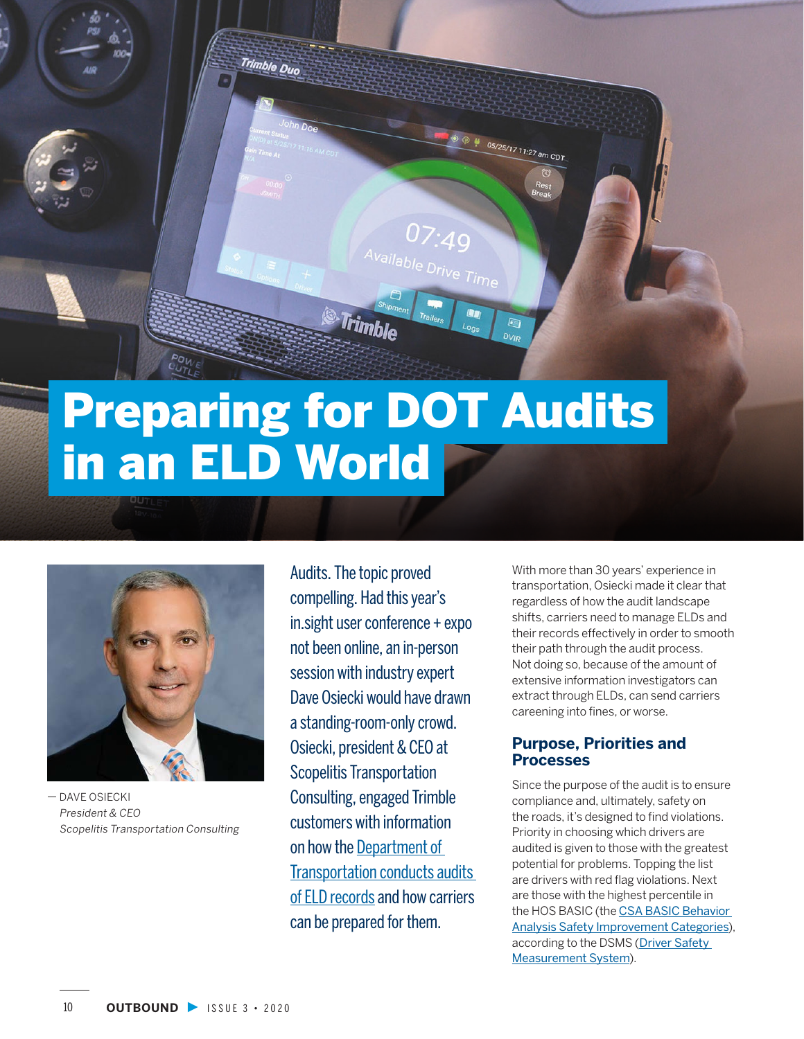# Preparing for DOT Audits in an ELD World

— DAVE OSIECKI
*President & CEO*
*Scopelitis Transportation Consulting*

Audits. The topic proved compelling. Had this year's in.sight user conference + expo not been online, an in-person session with industry expert Dave Osiecki would have drawn a standing-room-only crowd. Osiecki, president & CEO at Scopelitis Transportation Consulting, engaged Trimble customers with information on how the Department of Transportation conducts audits of ELD records and how carriers can be prepared for them.

With more than 30 years' experience in transportation, Osiecki made it clear that regardless of how the audit landscape shifts, carriers need to manage ELDs and their records effectively in order to smooth their path through the audit process. Not doing so, because of the amount of extensive information investigators can extract through ELDs, can send carriers careening into fines, or worse.

## Purpose, Priorities and Processes

Since the purpose of the audit is to ensure compliance and, ultimately, safety on the roads, it's designed to find violations. Priority in choosing which drivers are audited is given to those with the greatest potential for problems. Topping the list are drivers with red flag violations. Next are those with the highest percentile in the HOS BASIC (the CSA BASIC Behavior Analysis Safety Improvement Categories), according to the DSMS (Driver Safety Measurement System).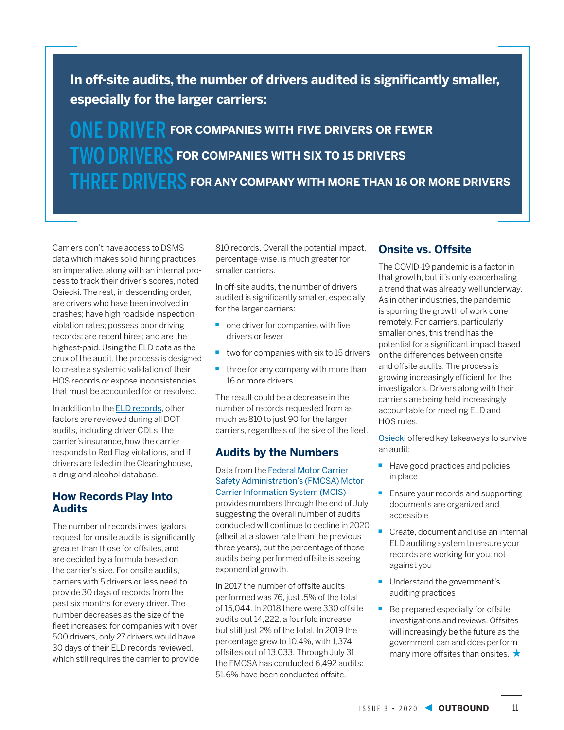**In off-site audits, the number of drivers audited is significantly smaller, especially for the larger carriers:**

**ONE DRIVER** FOR COMPANIES WITH FIVE DRIVERS OR FEWER

**TWO DRIVERS** FOR COMPANIES WITH SIX TO 15 DRIVERS

**THREE DRIVERS** FOR ANY COMPANY WITH MORE THAN 16 OR MORE DRIVERS

Carriers don't have access to DSMS data which makes solid hiring practices an imperative, along with an internal process to track their driver's scores, noted Osiecki. The rest, in descending order, are drivers who have been involved in crashes; have high roadside inspection violation rates; possess poor driving records; are recent hires; and are the highest-paid. Using the ELD data as the crux of the audit, the process is designed to create a systemic validation of their HOS records or expose inconsistencies that must be accounted for or resolved.

In addition to the ELD records, other factors are reviewed during all DOT audits, including driver CDLs, the carrier's insurance, how the carrier responds to Red Flag violations, and if drivers are listed in the Clearinghouse, a drug and alcohol database.

## How Records Play Into Audits

The number of records investigators request for onsite audits is significantly greater than those for offsites, and are decided by a formula based on the carrier's size. For onsite audits, carriers with 5 drivers or less need to provide 30 days of records from the past six months for every driver. The number decreases as the size of the fleet increases: for companies with over 500 drivers, only 27 drivers would have 30 days of their ELD records reviewed, which still requires the carrier to provide 810 records. Overall the potential impact, percentage-wise, is much greater for smaller carriers.

In off-site audits, the number of drivers audited is significantly smaller, especially for the larger carriers:

- one driver for companies with five drivers or fewer
- two for companies with six to 15 drivers
- three for any company with more than 16 or more drivers.

The result could be a decrease in the number of records requested from as much as 810 to just 90 for the larger carriers, regardless of the size of the fleet.

## Audits by the Numbers

Data from the Federal Motor Carrier Safety Administration's (FMCSA) Motor Carrier Information System (MCIS) provides numbers through the end of July suggesting the overall number of audits conducted will continue to decline in 2020 (albeit at a slower rate than the previous three years), but the percentage of those audits being performed offsite is seeing exponential growth.

In 2017 the number of offsite audits performed was 76, just .5% of the total of 15,044. In 2018 there were 330 offsite audits out 14,222, a fourfold increase but still just 2% of the total. In 2019 the percentage grew to 10.4%, with 1,374 offsites out of 13,033. Through July 31 the FMCSA has conducted 6,492 audits: 51.6% have been conducted offsite.

## Onsite vs. Offsite

The COVID-19 pandemic is a factor in that growth, but it's only exacerbating a trend that was already well underway. As in other industries, the pandemic is spurring the growth of work done remotely. For carriers, particularly smaller ones, this trend has the potential for a significant impact based on the differences between onsite and offsite audits. The process is growing increasingly efficient for the investigators. Drivers along with their carriers are being held increasingly accountable for meeting ELD and HOS rules.

Osiecki offered key takeaways to survive an audit:

- Have good practices and policies in place
- Ensure your records and supporting documents are organized and accessible
- Create, document and use an internal ELD auditing system to ensure your records are working for you, not against you
- Understand the government's auditing practices
- Be prepared especially for offsite investigations and reviews. Offsites will increasingly be the future as the government can and does perform many more offsites than onsites. ★